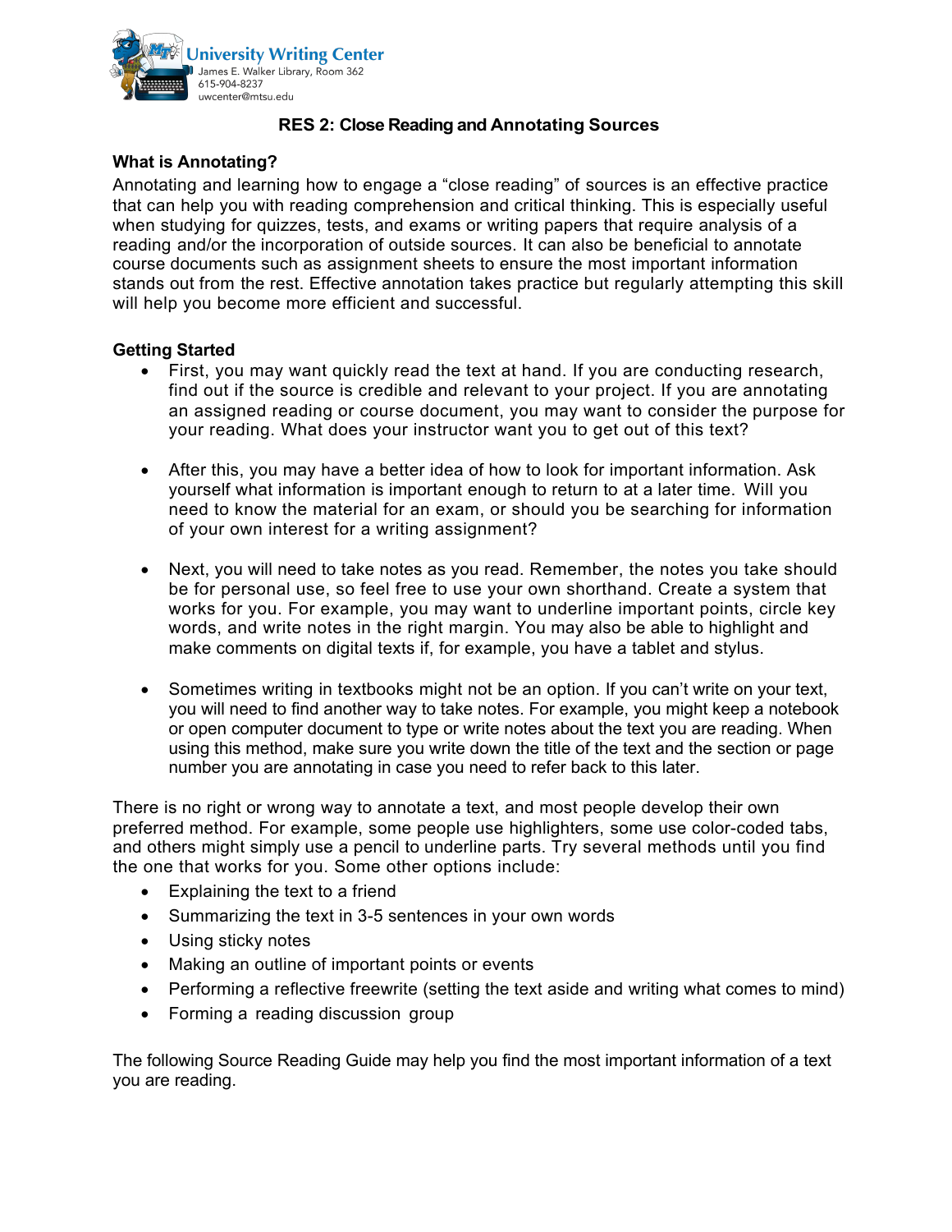University Writing Center
James E. Walker Library, Room 362
615-904-8237
uwcenter@mtsu.edu

# RES 2: Close Reading and Annotating Sources

## What is Annotating?

Annotating and learning how to engage a "close reading" of sources is an effective practice that can help you with reading comprehension and critical thinking. This is especially useful when studying for quizzes, tests, and exams or writing papers that require analysis of a reading and/or the incorporation of outside sources. It can also be beneficial to annotate course documents such as assignment sheets to ensure the most important information stands out from the rest. Effective annotation takes practice but regularly attempting this skill will help you become more efficient and successful.

## Getting Started

- First, you may want quickly read the text at hand. If you are conducting research, find out if the source is credible and relevant to your project. If you are annotating an assigned reading or course document, you may want to consider the purpose for your reading. What does your instructor want you to get out of this text?

- After this, you may have a better idea of how to look for important information. Ask yourself what information is important enough to return to at a later time. Will you need to know the material for an exam, or should you be searching for information of your own interest for a writing assignment?

- Next, you will need to take notes as you read. Remember, the notes you take should be for personal use, so feel free to use your own shorthand. Create a system that works for you. For example, you may want to underline important points, circle key words, and write notes in the right margin. You may also be able to highlight and make comments on digital texts if, for example, you have a tablet and stylus.

- Sometimes writing in textbooks might not be an option. If you can't write on your text, you will need to find another way to take notes. For example, you might keep a notebook or open computer document to type or write notes about the text you are reading. When using this method, make sure you write down the title of the text and the section or page number you are annotating in case you need to refer back to this later.

There is no right or wrong way to annotate a text, and most people develop their own preferred method. For example, some people use highlighters, some use color-coded tabs, and others might simply use a pencil to underline parts. Try several methods until you find the one that works for you. Some other options include:

- Explaining the text to a friend
- Summarizing the text in 3-5 sentences in your own words
- Using sticky notes
- Making an outline of important points or events
- Performing a reflective freewrite (setting the text aside and writing what comes to mind)
- Forming a reading discussion group

The following Source Reading Guide may help you find the most important information of a text you are reading.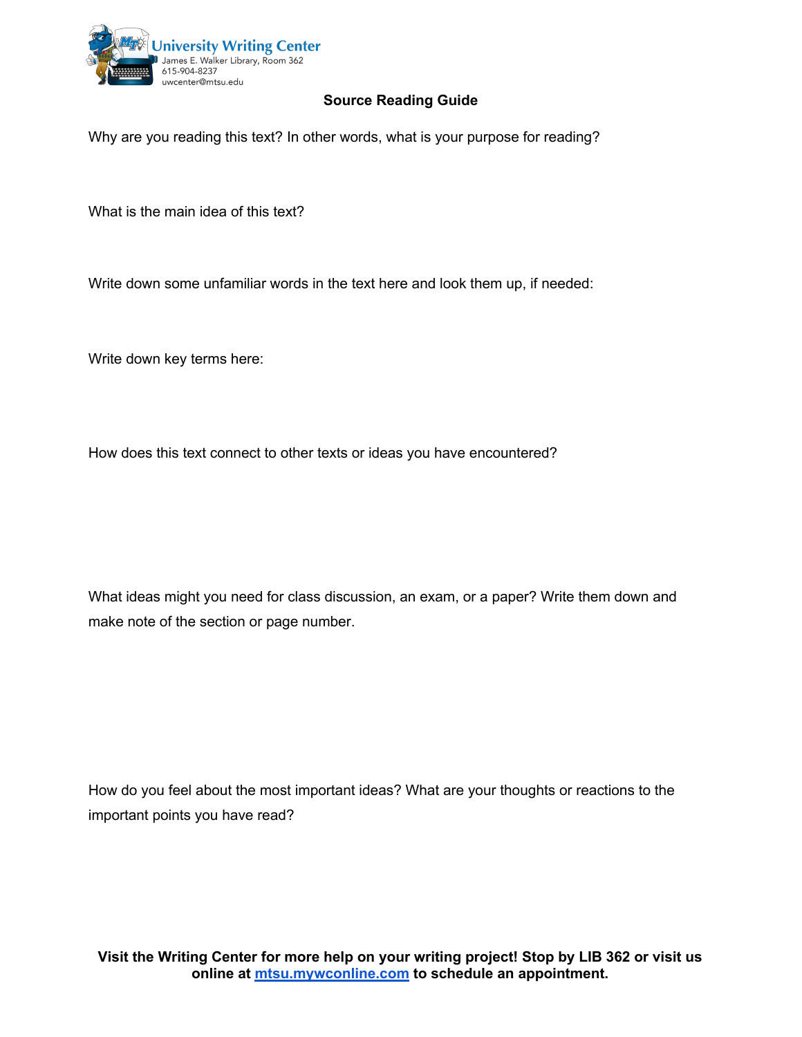University Writing Center
James E. Walker Library, Room 362
615-904-8237
uwcenter@mtsu.edu

# Source Reading Guide

Why are you reading this text? In other words, what is your purpose for reading?

What is the main idea of this text?

Write down some unfamiliar words in the text here and look them up, if needed:

Write down key terms here:

How does this text connect to other texts or ideas you have encountered?

What ideas might you need for class discussion, an exam, or a paper? Write them down and make note of the section or page number.

How do you feel about the most important ideas? What are your thoughts or reactions to the important points you have read?

**Visit the Writing Center for more help on your writing project! Stop by LIB 362 or visit us online at [mtsu.mywconline.com](mtsu.mywconline.com) to schedule an appointment.**